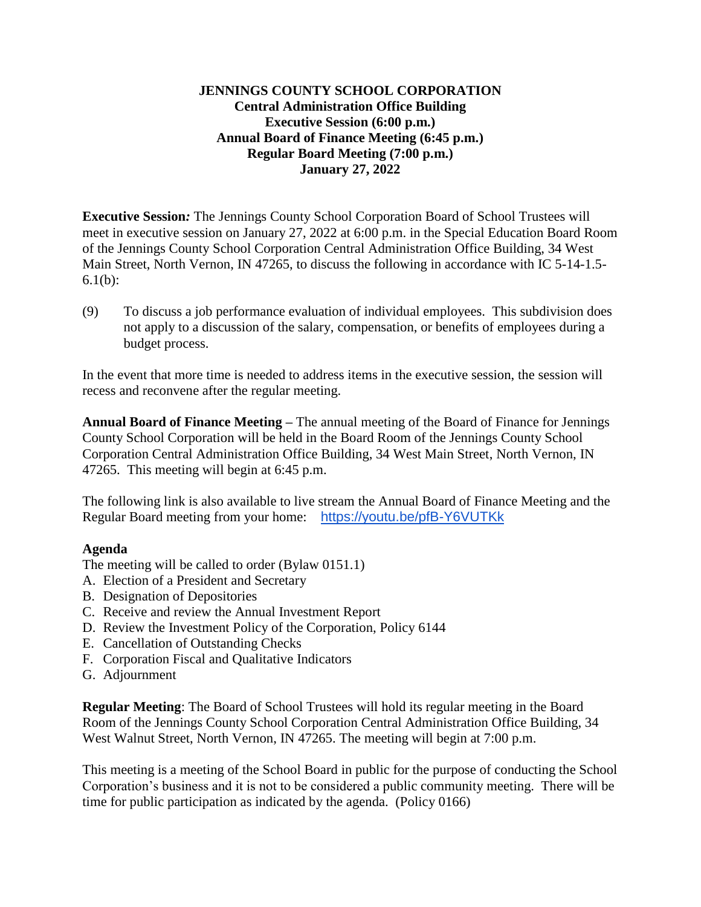**JENNINGS COUNTY SCHOOL CORPORATION**
**Central Administration Office Building**
**Executive Session (6:00 p.m.)**
**Annual Board of Finance Meeting (6:45 p.m.)**
**Regular Board Meeting (7:00 p.m.)**
**January 27, 2022**

**Executive Session*:*** The Jennings County School Corporation Board of School Trustees will meet in executive session on January 27, 2022 at 6:00 p.m. in the Special Education Board Room of the Jennings County School Corporation Central Administration Office Building, 34 West Main Street, North Vernon, IN 47265, to discuss the following in accordance with IC 5-14-1.5-6.1(b):

(9) To discuss a job performance evaluation of individual employees. This subdivision does not apply to a discussion of the salary, compensation, or benefits of employees during a budget process.

In the event that more time is needed to address items in the executive session, the session will recess and reconvene after the regular meeting.

**Annual Board of Finance Meeting –** The annual meeting of the Board of Finance for Jennings County School Corporation will be held in the Board Room of the Jennings County School Corporation Central Administration Office Building, 34 West Main Street, North Vernon, IN 47265. This meeting will begin at 6:45 p.m.

The following link is also available to live stream the Annual Board of Finance Meeting and the Regular Board meeting from your home: https://youtu.be/pfB-Y6VUTKk

**Agenda**

The meeting will be called to order (Bylaw 0151.1)

A. Election of a President and Secretary
B. Designation of Depositories
C. Receive and review the Annual Investment Report
D. Review the Investment Policy of the Corporation, Policy 6144
E. Cancellation of Outstanding Checks
F. Corporation Fiscal and Qualitative Indicators
G. Adjournment

**Regular Meeting**: The Board of School Trustees will hold its regular meeting in the Board Room of the Jennings County School Corporation Central Administration Office Building, 34 West Walnut Street, North Vernon, IN 47265. The meeting will begin at 7:00 p.m.

This meeting is a meeting of the School Board in public for the purpose of conducting the School Corporation's business and it is not to be considered a public community meeting. There will be time for public participation as indicated by the agenda. (Policy 0166)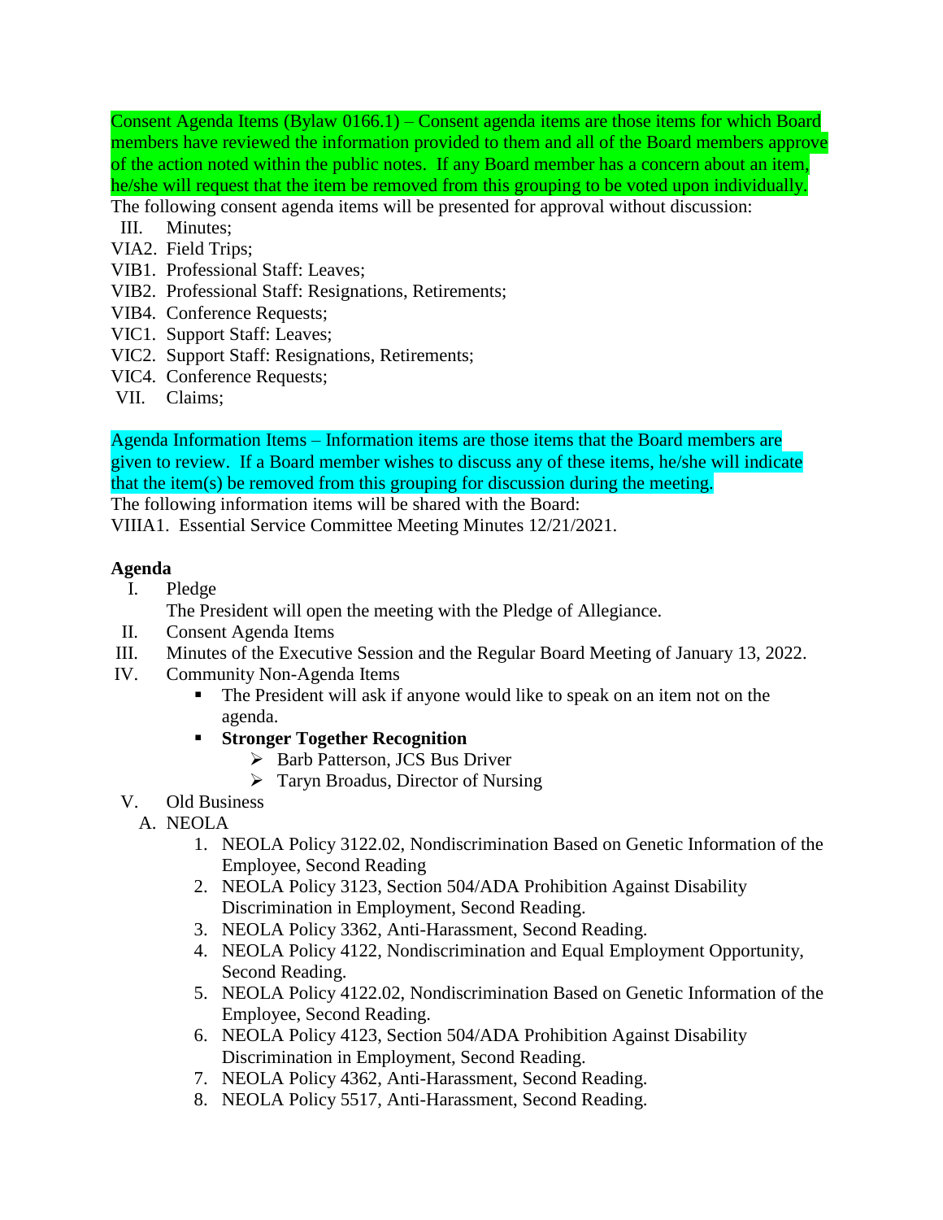Consent Agenda Items (Bylaw 0166.1) – Consent agenda items are those items for which Board members have reviewed the information provided to them and all of the Board members approve of the action noted within the public notes. If any Board member has a concern about an item, he/she will request that the item be removed from this grouping to be voted upon individually.

The following consent agenda items will be presented for approval without discussion:

- III. Minutes;
- VIA2. Field Trips;
- VIB1. Professional Staff: Leaves;
- VIB2. Professional Staff: Resignations, Retirements;
- VIB4. Conference Requests;
- VIC1. Support Staff: Leaves;
- VIC2. Support Staff: Resignations, Retirements;
- VIC4. Conference Requests;
- VII. Claims;

Agenda Information Items – Information items are those items that the Board members are given to review. If a Board member wishes to discuss any of these items, he/she will indicate that the item(s) be removed from this grouping for discussion during the meeting.

The following information items will be shared with the Board:

VIIIA1. Essential Service Committee Meeting Minutes 12/21/2021.

**Agenda**

I. Pledge

The President will open the meeting with the Pledge of Allegiance.

II. Consent Agenda Items

III. Minutes of the Executive Session and the Regular Board Meeting of January 13, 2022.

IV. Community Non-Agenda Items

- The President will ask if anyone would like to speak on an item not on the agenda.
- **Stronger Together Recognition**
  - Barb Patterson, JCS Bus Driver
  - Taryn Broadus, Director of Nursing

V. Old Business

A. NEOLA

1. NEOLA Policy 3122.02, Nondiscrimination Based on Genetic Information of the Employee, Second Reading
2. NEOLA Policy 3123, Section 504/ADA Prohibition Against Disability Discrimination in Employment, Second Reading.
3. NEOLA Policy 3362, Anti-Harassment, Second Reading.
4. NEOLA Policy 4122, Nondiscrimination and Equal Employment Opportunity, Second Reading.
5. NEOLA Policy 4122.02, Nondiscrimination Based on Genetic Information of the Employee, Second Reading.
6. NEOLA Policy 4123, Section 504/ADA Prohibition Against Disability Discrimination in Employment, Second Reading.
7. NEOLA Policy 4362, Anti-Harassment, Second Reading.
8. NEOLA Policy 5517, Anti-Harassment, Second Reading.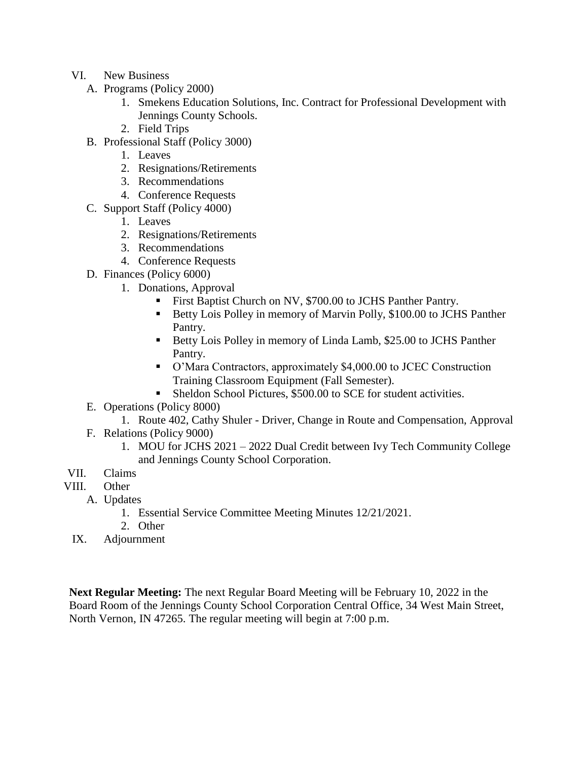VI. New Business

A. Programs (Policy 2000)

1. Smekens Education Solutions, Inc. Contract for Professional Development with Jennings County Schools.
2. Field Trips

B. Professional Staff (Policy 3000)

1. Leaves
2. Resignations/Retirements
3. Recommendations
4. Conference Requests

C. Support Staff (Policy 4000)

1. Leaves
2. Resignations/Retirements
3. Recommendations
4. Conference Requests

D. Finances (Policy 6000)

1. Donations, Approval
   - First Baptist Church on NV, $700.00 to JCHS Panther Pantry.
   - Betty Lois Polley in memory of Marvin Polly, $100.00 to JCHS Panther Pantry.
   - Betty Lois Polley in memory of Linda Lamb, $25.00 to JCHS Panther Pantry.
   - O'Mara Contractors, approximately $4,000.00 to JCEC Construction Training Classroom Equipment (Fall Semester).
   - Sheldon School Pictures, $500.00 to SCE for student activities.

E. Operations (Policy 8000)

1. Route 402, Cathy Shuler - Driver, Change in Route and Compensation, Approval

F. Relations (Policy 9000)

1. MOU for JCHS 2021 – 2022 Dual Credit between Ivy Tech Community College and Jennings County School Corporation.

VII. Claims

VIII. Other

A. Updates

1. Essential Service Committee Meeting Minutes 12/21/2021.
2. Other

IX. Adjournment

**Next Regular Meeting:** The next Regular Board Meeting will be February 10, 2022 in the Board Room of the Jennings County School Corporation Central Office, 34 West Main Street, North Vernon, IN 47265. The regular meeting will begin at 7:00 p.m.